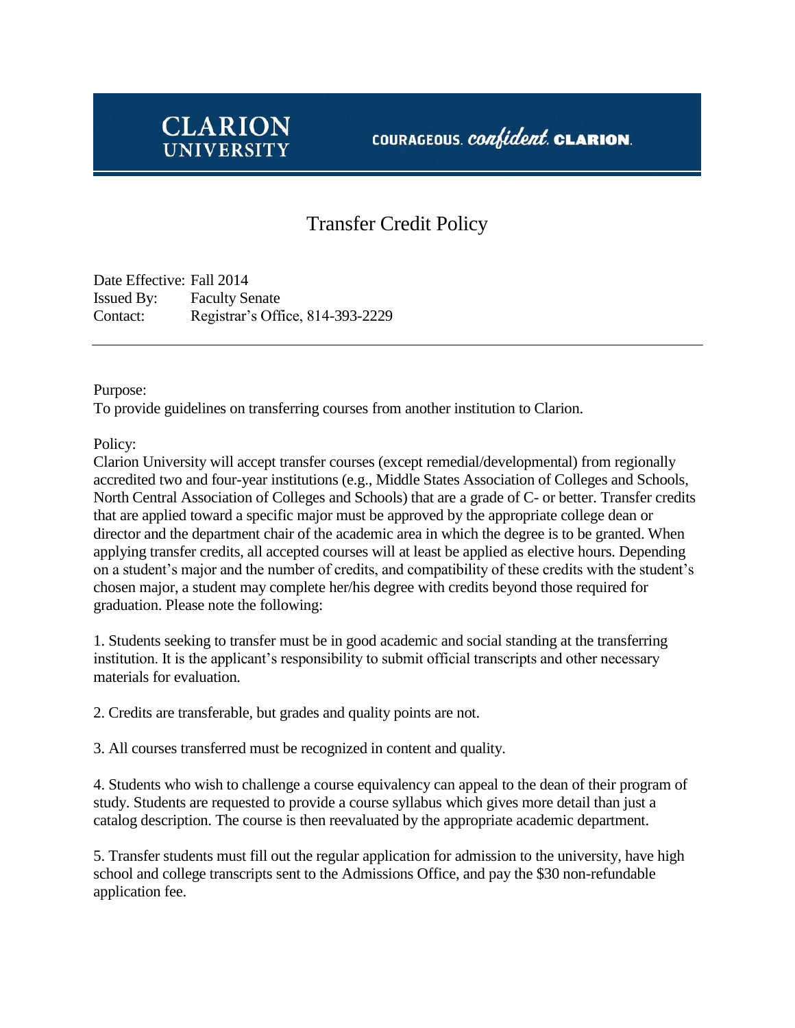CLARION UNIVERSITY

COURAGEOUS. *confident.* CLARION.

# Transfer Credit Policy

Date Effective: Fall 2014
Issued By: Faculty Senate
Contact: Registrar's Office, 814-393-2229

---

Purpose:
To provide guidelines on transferring courses from another institution to Clarion.

Policy:
Clarion University will accept transfer courses (except remedial/developmental) from regionally accredited two and four-year institutions (e.g., Middle States Association of Colleges and Schools, North Central Association of Colleges and Schools) that are a grade of C- or better. Transfer credits that are applied toward a specific major must be approved by the appropriate college dean or director and the department chair of the academic area in which the degree is to be granted. When applying transfer credits, all accepted courses will at least be applied as elective hours. Depending on a student's major and the number of credits, and compatibility of these credits with the student's chosen major, a student may complete her/his degree with credits beyond those required for graduation. Please note the following:

1. Students seeking to transfer must be in good academic and social standing at the transferring institution. It is the applicant's responsibility to submit official transcripts and other necessary materials for evaluation.

2. Credits are transferable, but grades and quality points are not.

3. All courses transferred must be recognized in content and quality.

4. Students who wish to challenge a course equivalency can appeal to the dean of their program of study. Students are requested to provide a course syllabus which gives more detail than just a catalog description. The course is then reevaluated by the appropriate academic department.

5. Transfer students must fill out the regular application for admission to the university, have high school and college transcripts sent to the Admissions Office, and pay the $30 non-refundable application fee.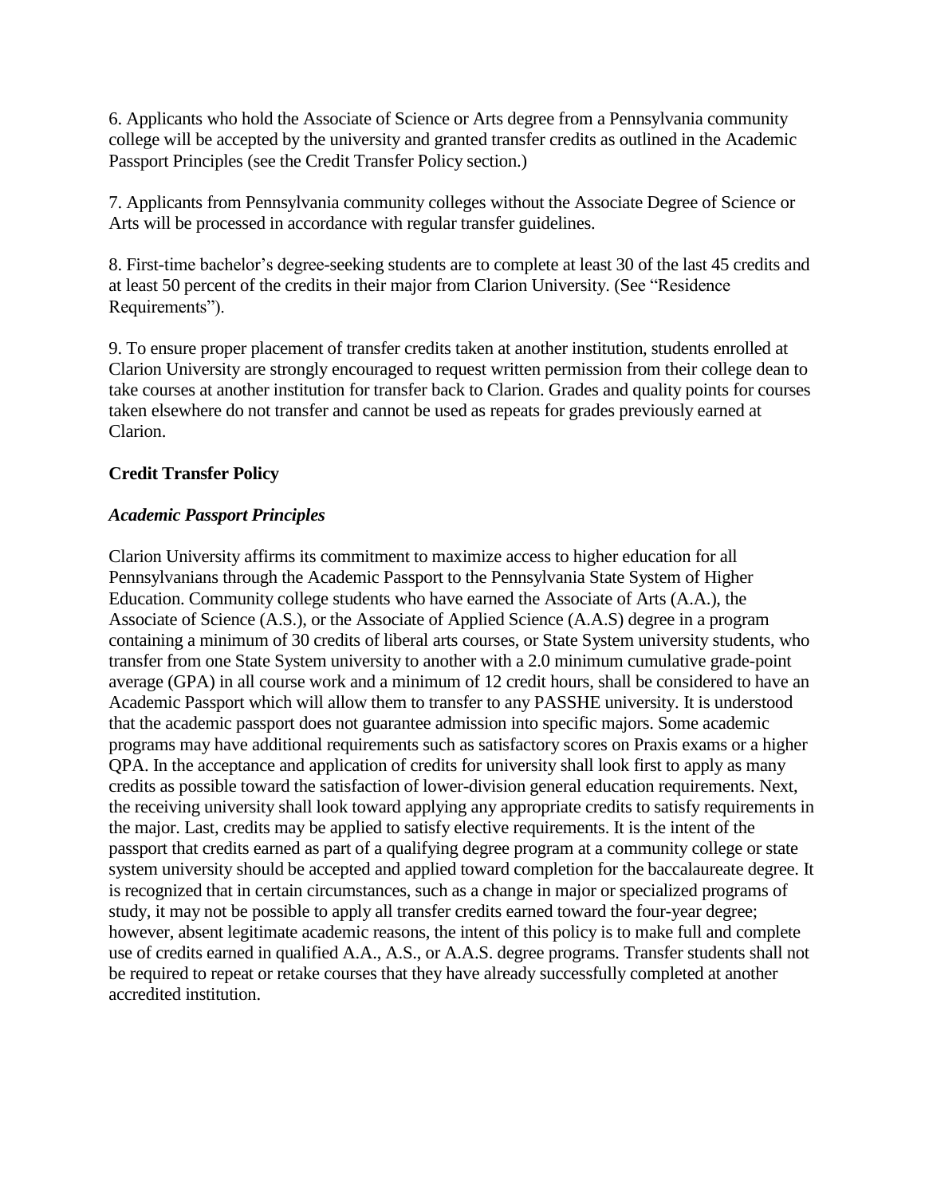6. Applicants who hold the Associate of Science or Arts degree from a Pennsylvania community college will be accepted by the university and granted transfer credits as outlined in the Academic Passport Principles (see the Credit Transfer Policy section.)

7. Applicants from Pennsylvania community colleges without the Associate Degree of Science or Arts will be processed in accordance with regular transfer guidelines.

8. First-time bachelor's degree-seeking students are to complete at least 30 of the last 45 credits and at least 50 percent of the credits in their major from Clarion University. (See "Residence Requirements").

9. To ensure proper placement of transfer credits taken at another institution, students enrolled at Clarion University are strongly encouraged to request written permission from their college dean to take courses at another institution for transfer back to Clarion. Grades and quality points for courses taken elsewhere do not transfer and cannot be used as repeats for grades previously earned at Clarion.

**Credit Transfer Policy**

***Academic Passport Principles***

Clarion University affirms its commitment to maximize access to higher education for all Pennsylvanians through the Academic Passport to the Pennsylvania State System of Higher Education. Community college students who have earned the Associate of Arts (A.A.), the Associate of Science (A.S.), or the Associate of Applied Science (A.A.S) degree in a program containing a minimum of 30 credits of liberal arts courses, or State System university students, who transfer from one State System university to another with a 2.0 minimum cumulative grade-point average (GPA) in all course work and a minimum of 12 credit hours, shall be considered to have an Academic Passport which will allow them to transfer to any PASSHE university. It is understood that the academic passport does not guarantee admission into specific majors. Some academic programs may have additional requirements such as satisfactory scores on Praxis exams or a higher QPA. In the acceptance and application of credits for university shall look first to apply as many credits as possible toward the satisfaction of lower-division general education requirements. Next, the receiving university shall look toward applying any appropriate credits to satisfy requirements in the major. Last, credits may be applied to satisfy elective requirements. It is the intent of the passport that credits earned as part of a qualifying degree program at a community college or state system university should be accepted and applied toward completion for the baccalaureate degree. It is recognized that in certain circumstances, such as a change in major or specialized programs of study, it may not be possible to apply all transfer credits earned toward the four-year degree; however, absent legitimate academic reasons, the intent of this policy is to make full and complete use of credits earned in qualified A.A., A.S., or A.A.S. degree programs. Transfer students shall not be required to repeat or retake courses that they have already successfully completed at another accredited institution.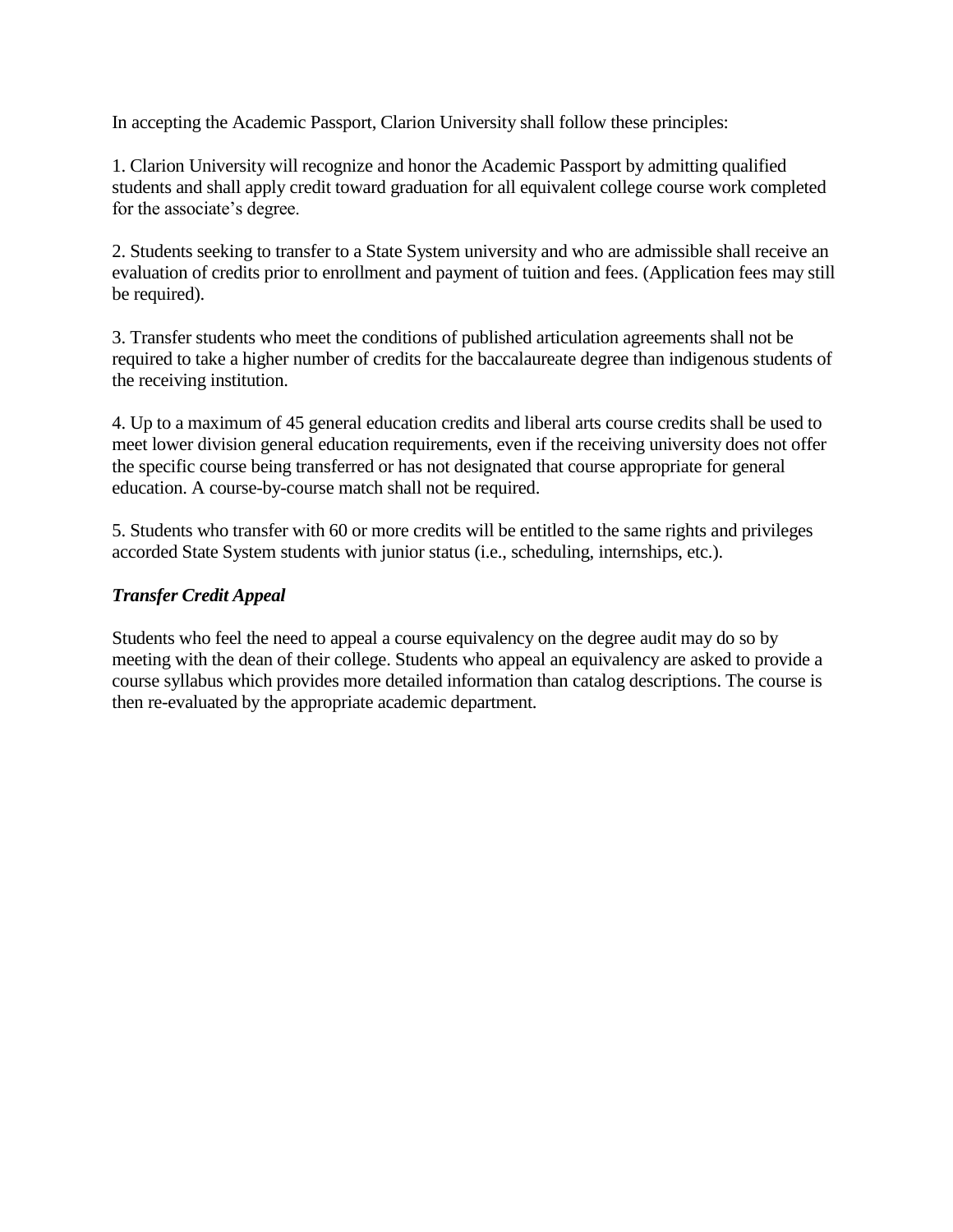In accepting the Academic Passport, Clarion University shall follow these principles:

1. Clarion University will recognize and honor the Academic Passport by admitting qualified students and shall apply credit toward graduation for all equivalent college course work completed for the associate's degree.

2. Students seeking to transfer to a State System university and who are admissible shall receive an evaluation of credits prior to enrollment and payment of tuition and fees. (Application fees may still be required).

3. Transfer students who meet the conditions of published articulation agreements shall not be required to take a higher number of credits for the baccalaureate degree than indigenous students of the receiving institution.

4. Up to a maximum of 45 general education credits and liberal arts course credits shall be used to meet lower division general education requirements, even if the receiving university does not offer the specific course being transferred or has not designated that course appropriate for general education. A course-by-course match shall not be required.

5. Students who transfer with 60 or more credits will be entitled to the same rights and privileges accorded State System students with junior status (i.e., scheduling, internships, etc.).

***Transfer Credit Appeal***

Students who feel the need to appeal a course equivalency on the degree audit may do so by meeting with the dean of their college. Students who appeal an equivalency are asked to provide a course syllabus which provides more detailed information than catalog descriptions. The course is then re-evaluated by the appropriate academic department.